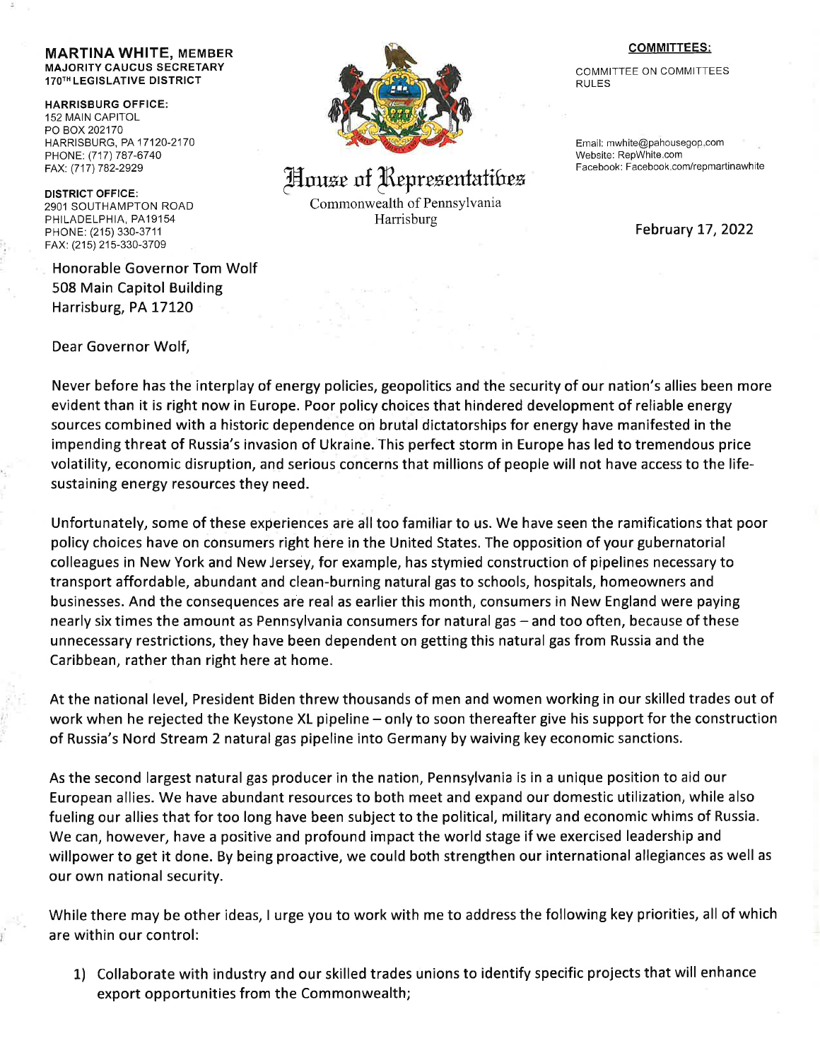**MARTINA WHITE, MEMBER**
**MAJORITY CAUCUS SECRETARY**
**170TH LEGISLATIVE DISTRICT**

**HARRISBURG OFFICE:**
152 MAIN CAPITOL
PO BOX 202170
HARRISBURG, PA 17120-2170
PHONE: (717) 787-6740
FAX: (717) 782-2929

**DISTRICT OFFICE:**
2901 SOUTHAMPTON ROAD
PHILADELPHIA, PA19154
PHONE: (215) 330-3711
FAX: (215) 215-330-3709

# House of Representatives

Commonwealth of Pennsylvania
Harrisburg

**COMMITTEES:**

COMMITTEE ON COMMITTEES
RULES

Email: mwhite@pahousegop.com
Website: RepWhite.com
Facebook: Facebook.com/repmartinawhite

February 17, 2022

Honorable Governor Tom Wolf
508 Main Capitol Building
Harrisburg, PA 17120

Dear Governor Wolf,

Never before has the interplay of energy policies, geopolitics and the security of our nation's allies been more evident than it is right now in Europe. Poor policy choices that hindered development of reliable energy sources combined with a historic dependence on brutal dictatorships for energy have manifested in the impending threat of Russia's invasion of Ukraine. This perfect storm in Europe has led to tremendous price volatility, economic disruption, and serious concerns that millions of people will not have access to the life-sustaining energy resources they need.

Unfortunately, some of these experiences are all too familiar to us. We have seen the ramifications that poor policy choices have on consumers right here in the United States. The opposition of your gubernatorial colleagues in New York and New Jersey, for example, has stymied construction of pipelines necessary to transport affordable, abundant and clean-burning natural gas to schools, hospitals, homeowners and businesses. And the consequences are real as earlier this month, consumers in New England were paying nearly six times the amount as Pennsylvania consumers for natural gas – and too often, because of these unnecessary restrictions, they have been dependent on getting this natural gas from Russia and the Caribbean, rather than right here at home.

At the national level, President Biden threw thousands of men and women working in our skilled trades out of work when he rejected the Keystone XL pipeline – only to soon thereafter give his support for the construction of Russia's Nord Stream 2 natural gas pipeline into Germany by waiving key economic sanctions.

As the second largest natural gas producer in the nation, Pennsylvania is in a unique position to aid our European allies. We have abundant resources to both meet and expand our domestic utilization, while also fueling our allies that for too long have been subject to the political, military and economic whims of Russia. We can, however, have a positive and profound impact the world stage if we exercised leadership and willpower to get it done. By being proactive, we could both strengthen our international allegiances as well as our own national security.

While there may be other ideas, I urge you to work with me to address the following key priorities, all of which are within our control:

1) Collaborate with industry and our skilled trades unions to identify specific projects that will enhance export opportunities from the Commonwealth;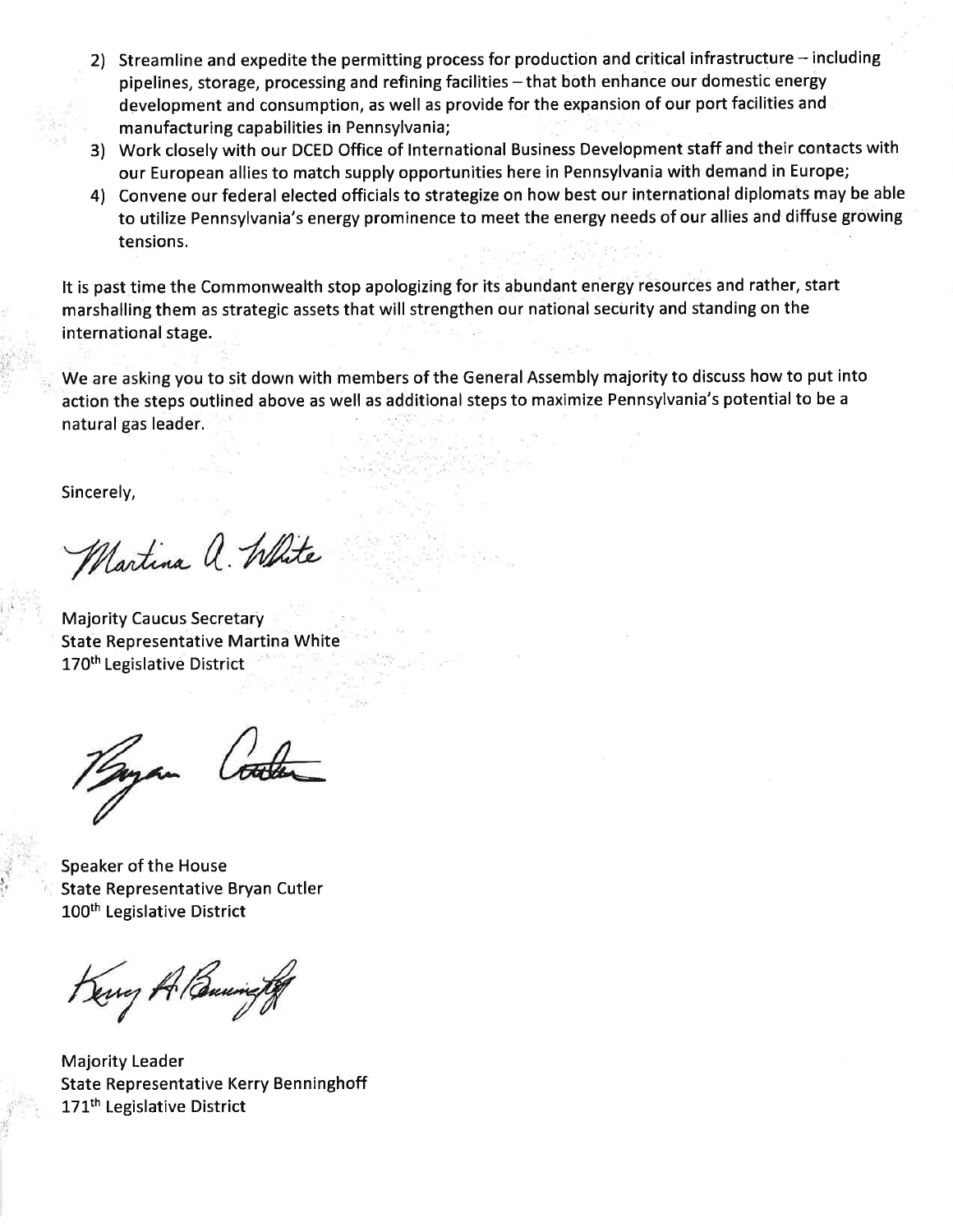2) Streamline and expedite the permitting process for production and critical infrastructure – including pipelines, storage, processing and refining facilities – that both enhance our domestic energy development and consumption, as well as provide for the expansion of our port facilities and manufacturing capabilities in Pennsylvania;
3) Work closely with our DCED Office of International Business Development staff and their contacts with our European allies to match supply opportunities here in Pennsylvania with demand in Europe;
4) Convene our federal elected officials to strategize on how best our international diplomats may be able to utilize Pennsylvania's energy prominence to meet the energy needs of our allies and diffuse growing tensions.

It is past time the Commonwealth stop apologizing for its abundant energy resources and rather, start marshalling them as strategic assets that will strengthen our national security and standing on the international stage.

We are asking you to sit down with members of the General Assembly majority to discuss how to put into action the steps outlined above as well as additional steps to maximize Pennsylvania's potential to be a natural gas leader.

Sincerely,

Majority Caucus Secretary
State Representative Martina White
170th Legislative District

Speaker of the House
State Representative Bryan Cutler
100th Legislative District

Majority Leader
State Representative Kerry Benninghoff
171th Legislative District